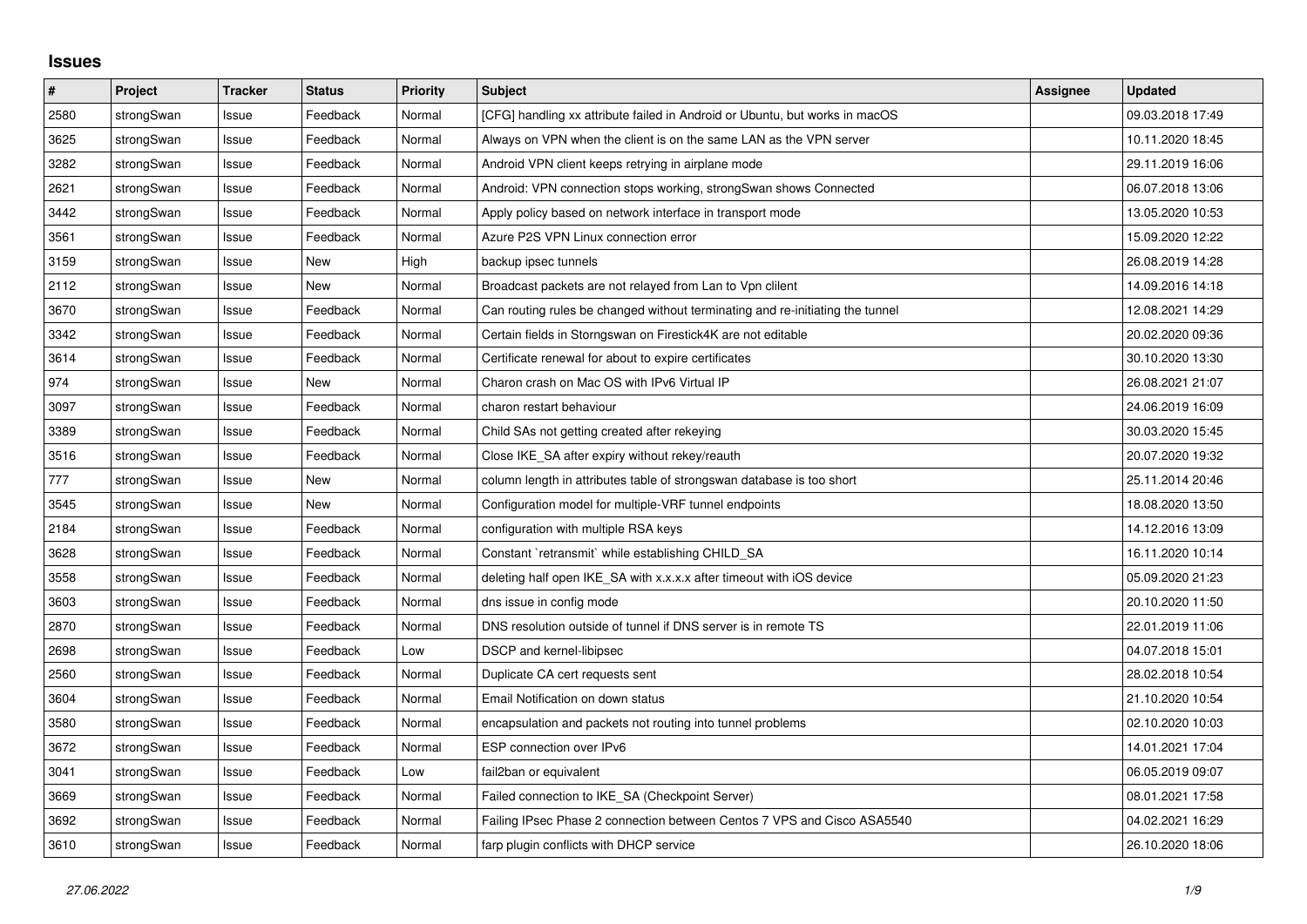# Issues

| # | Project | Tracker | Status | Priority | Subject | Assignee | Updated |
|---|---|---|---|---|---|---|---|
| 2580 | strongSwan | Issue | Feedback | Normal | [CFG] handling xx attribute failed in Android or Ubuntu, but works in macOS | | 09.03.2018 17:49 |
| 3625 | strongSwan | Issue | Feedback | Normal | Always on VPN when the client is on the same LAN as the VPN server | | 10.11.2020 18:45 |
| 3282 | strongSwan | Issue | Feedback | Normal | Android VPN client keeps retrying in airplane mode | | 29.11.2019 16:06 |
| 2621 | strongSwan | Issue | Feedback | Normal | Android: VPN connection stops working, strongSwan shows Connected | | 06.07.2018 13:06 |
| 3442 | strongSwan | Issue | Feedback | Normal | Apply policy based on network interface in transport mode | | 13.05.2020 10:53 |
| 3561 | strongSwan | Issue | Feedback | Normal | Azure P2S VPN Linux connection error | | 15.09.2020 12:22 |
| 3159 | strongSwan | Issue | New | High | backup ipsec tunnels | | 26.08.2019 14:28 |
| 2112 | strongSwan | Issue | New | Normal | Broadcast packets are not relayed from Lan to Vpn clilent | | 14.09.2016 14:18 |
| 3670 | strongSwan | Issue | Feedback | Normal | Can routing rules be changed without terminating and re-initiating the tunnel | | 12.08.2021 14:29 |
| 3342 | strongSwan | Issue | Feedback | Normal | Certain fields in Storngswan on Firestick4K are not editable | | 20.02.2020 09:36 |
| 3614 | strongSwan | Issue | Feedback | Normal | Certificate renewal for about to expire certificates | | 30.10.2020 13:30 |
| 974 | strongSwan | Issue | New | Normal | Charon crash on Mac OS with IPv6 Virtual IP | | 26.08.2021 21:07 |
| 3097 | strongSwan | Issue | Feedback | Normal | charon restart behaviour | | 24.06.2019 16:09 |
| 3389 | strongSwan | Issue | Feedback | Normal | Child SAs not getting created after rekeying | | 30.03.2020 15:45 |
| 3516 | strongSwan | Issue | Feedback | Normal | Close IKE_SA after expiry without rekey/reauth | | 20.07.2020 19:32 |
| 777 | strongSwan | Issue | New | Normal | column length in attributes table of strongswan database is too short | | 25.11.2014 20:46 |
| 3545 | strongSwan | Issue | New | Normal | Configuration model for multiple-VRF tunnel endpoints | | 18.08.2020 13:50 |
| 2184 | strongSwan | Issue | Feedback | Normal | configuration with multiple RSA keys | | 14.12.2016 13:09 |
| 3628 | strongSwan | Issue | Feedback | Normal | Constant `retransmit` while establishing CHILD_SA | | 16.11.2020 10:14 |
| 3558 | strongSwan | Issue | Feedback | Normal | deleting half open IKE_SA with x.x.x.x after timeout with iOS device | | 05.09.2020 21:23 |
| 3603 | strongSwan | Issue | Feedback | Normal | dns issue in config mode | | 20.10.2020 11:50 |
| 2870 | strongSwan | Issue | Feedback | Normal | DNS resolution outside of tunnel if DNS server is in remote TS | | 22.01.2019 11:06 |
| 2698 | strongSwan | Issue | Feedback | Low | DSCP and kernel-libipsec | | 04.07.2018 15:01 |
| 2560 | strongSwan | Issue | Feedback | Normal | Duplicate CA cert requests sent | | 28.02.2018 10:54 |
| 3604 | strongSwan | Issue | Feedback | Normal | Email Notification on down status | | 21.10.2020 10:54 |
| 3580 | strongSwan | Issue | Feedback | Normal | encapsulation and packets not routing into tunnel problems | | 02.10.2020 10:03 |
| 3672 | strongSwan | Issue | Feedback | Normal | ESP connection over IPv6 | | 14.01.2021 17:04 |
| 3041 | strongSwan | Issue | Feedback | Low | fail2ban or equivalent | | 06.05.2019 09:07 |
| 3669 | strongSwan | Issue | Feedback | Normal | Failed connection to IKE_SA (Checkpoint Server) | | 08.01.2021 17:58 |
| 3692 | strongSwan | Issue | Feedback | Normal | Failing IPsec Phase 2 connection between Centos 7 VPS and Cisco ASA5540 | | 04.02.2021 16:29 |
| 3610 | strongSwan | Issue | Feedback | Normal | farp plugin conflicts with DHCP service | | 26.10.2020 18:06 |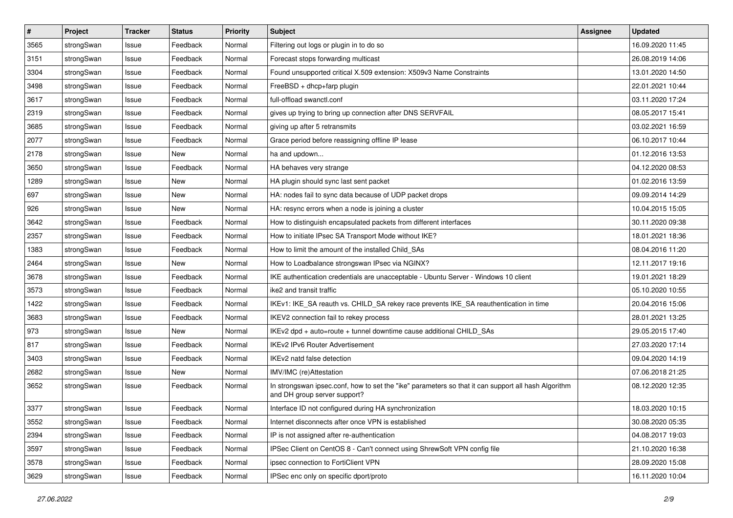| # | Project | Tracker | Status | Priority | Subject | Assignee | Updated |
|---|---|---|---|---|---|---|---|
| 3565 | strongSwan | Issue | Feedback | Normal | Filtering out logs or plugin in to do so | | 16.09.2020 11:45 |
| 3151 | strongSwan | Issue | Feedback | Normal | Forecast stops forwarding multicast | | 26.08.2019 14:06 |
| 3304 | strongSwan | Issue | Feedback | Normal | Found unsupported critical X.509 extension: X509v3 Name Constraints | | 13.01.2020 14:50 |
| 3498 | strongSwan | Issue | Feedback | Normal | FreeBSD + dhcp+farp plugin | | 22.01.2021 10:44 |
| 3617 | strongSwan | Issue | Feedback | Normal | full-offload swanctl.conf | | 03.11.2020 17:24 |
| 2319 | strongSwan | Issue | Feedback | Normal | gives up trying to bring up connection after DNS SERVFAIL | | 08.05.2017 15:41 |
| 3685 | strongSwan | Issue | Feedback | Normal | giving up after 5 retransmits | | 03.02.2021 16:59 |
| 2077 | strongSwan | Issue | Feedback | Normal | Grace period before reassigning offline IP lease | | 06.10.2017 10:44 |
| 2178 | strongSwan | Issue | New | Normal | ha and updown... | | 01.12.2016 13:53 |
| 3650 | strongSwan | Issue | Feedback | Normal | HA behaves very strange | | 04.12.2020 08:53 |
| 1289 | strongSwan | Issue | New | Normal | HA plugin should sync last sent packet | | 01.02.2016 13:59 |
| 697 | strongSwan | Issue | New | Normal | HA: nodes fail to sync data because of UDP packet drops | | 09.09.2014 14:29 |
| 926 | strongSwan | Issue | New | Normal | HA: resync errors when a node is joining a cluster | | 10.04.2015 15:05 |
| 3642 | strongSwan | Issue | Feedback | Normal | How to distinguish encapsulated packets from different interfaces | | 30.11.2020 09:38 |
| 2357 | strongSwan | Issue | Feedback | Normal | How to initiate IPsec SA Transport Mode without IKE? | | 18.01.2021 18:36 |
| 1383 | strongSwan | Issue | Feedback | Normal | How to limit the amount of the installed Child_SAs | | 08.04.2016 11:20 |
| 2464 | strongSwan | Issue | New | Normal | How to Loadbalance strongswan IPsec via NGINX? | | 12.11.2017 19:16 |
| 3678 | strongSwan | Issue | Feedback | Normal | IKE authentication credentials are unacceptable - Ubuntu Server - Windows 10 client | | 19.01.2021 18:29 |
| 3573 | strongSwan | Issue | Feedback | Normal | ike2 and transit traffic | | 05.10.2020 10:55 |
| 1422 | strongSwan | Issue | Feedback | Normal | IKEv1: IKE_SA reauth vs. CHILD_SA rekey race prevents IKE_SA reauthentication in time | | 20.04.2016 15:06 |
| 3683 | strongSwan | Issue | Feedback | Normal | IKEV2 connection fail to rekey process | | 28.01.2021 13:25 |
| 973 | strongSwan | Issue | New | Normal | IKEv2 dpd + auto=route + tunnel downtime cause additional CHILD_SAs | | 29.05.2015 17:40 |
| 817 | strongSwan | Issue | Feedback | Normal | IKEv2 IPv6 Router Advertisement | | 27.03.2020 17:14 |
| 3403 | strongSwan | Issue | Feedback | Normal | IKEv2 natd false detection | | 09.04.2020 14:19 |
| 2682 | strongSwan | Issue | New | Normal | IMV/IMC (re)Attestation | | 07.06.2018 21:25 |
| 3652 | strongSwan | Issue | Feedback | Normal | In strongswan ipsec.conf, how to set the "ike" parameters so that it can support all hash Algorithm and DH group server support? | | 08.12.2020 12:35 |
| 3377 | strongSwan | Issue | Feedback | Normal | Interface ID not configured during HA synchronization | | 18.03.2020 10:15 |
| 3552 | strongSwan | Issue | Feedback | Normal | Internet disconnects after once VPN is established | | 30.08.2020 05:35 |
| 2394 | strongSwan | Issue | Feedback | Normal | IP is not assigned after re-authentication | | 04.08.2017 19:03 |
| 3597 | strongSwan | Issue | Feedback | Normal | IPSec Client on CentOS 8 - Can't connect using ShrewSoft VPN config file | | 21.10.2020 16:38 |
| 3578 | strongSwan | Issue | Feedback | Normal | ipsec connection to FortiClient VPN | | 28.09.2020 15:08 |
| 3629 | strongSwan | Issue | Feedback | Normal | IPSec enc only on specific dport/proto | | 16.11.2020 10:04 |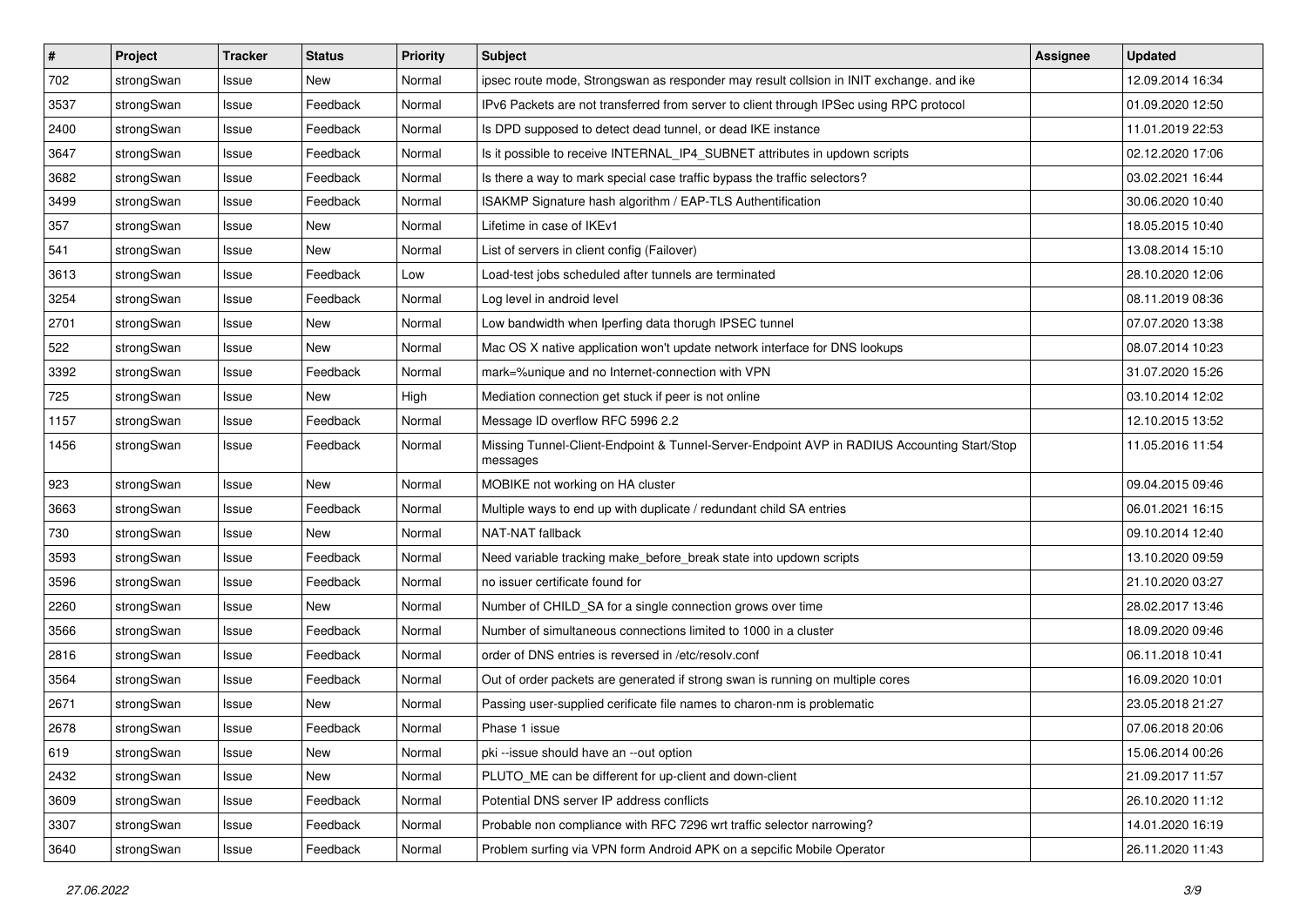| # | Project | Tracker | Status | Priority | Subject | Assignee | Updated |
|---|---|---|---|---|---|---|---|
| 702 | strongSwan | Issue | New | Normal | ipsec route mode, Strongswan as responder may result collsion in INIT exchange. and ike | | 12.09.2014 16:34 |
| 3537 | strongSwan | Issue | Feedback | Normal | IPv6 Packets are not transferred from server to client through IPSec using RPC protocol | | 01.09.2020 12:50 |
| 2400 | strongSwan | Issue | Feedback | Normal | Is DPD supposed to detect dead tunnel, or dead IKE instance | | 11.01.2019 22:53 |
| 3647 | strongSwan | Issue | Feedback | Normal | Is it possible to receive INTERNAL_IP4_SUBNET attributes in updown scripts | | 02.12.2020 17:06 |
| 3682 | strongSwan | Issue | Feedback | Normal | Is there a way to mark special case traffic bypass the traffic selectors? | | 03.02.2021 16:44 |
| 3499 | strongSwan | Issue | Feedback | Normal | ISAKMP Signature hash algorithm / EAP-TLS Authentification | | 30.06.2020 10:40 |
| 357 | strongSwan | Issue | New | Normal | Lifetime in case of IKEv1 | | 18.05.2015 10:40 |
| 541 | strongSwan | Issue | New | Normal | List of servers in client config (Failover) | | 13.08.2014 15:10 |
| 3613 | strongSwan | Issue | Feedback | Low | Load-test jobs scheduled after tunnels are terminated | | 28.10.2020 12:06 |
| 3254 | strongSwan | Issue | Feedback | Normal | Log level in android level | | 08.11.2019 08:36 |
| 2701 | strongSwan | Issue | New | Normal | Low bandwidth when Iperfing data thorugh IPSEC tunnel | | 07.07.2020 13:38 |
| 522 | strongSwan | Issue | New | Normal | Mac OS X native application won't update network interface for DNS lookups | | 08.07.2014 10:23 |
| 3392 | strongSwan | Issue | Feedback | Normal | mark=%unique and no Internet-connection with VPN | | 31.07.2020 15:26 |
| 725 | strongSwan | Issue | New | High | Mediation connection get stuck if peer is not online | | 03.10.2014 12:02 |
| 1157 | strongSwan | Issue | Feedback | Normal | Message ID overflow RFC 5996 2.2 | | 12.10.2015 13:52 |
| 1456 | strongSwan | Issue | Feedback | Normal | Missing Tunnel-Client-Endpoint & Tunnel-Server-Endpoint AVP in RADIUS Accounting Start/Stop messages | | 11.05.2016 11:54 |
| 923 | strongSwan | Issue | New | Normal | MOBIKE not working on HA cluster | | 09.04.2015 09:46 |
| 3663 | strongSwan | Issue | Feedback | Normal | Multiple ways to end up with duplicate / redundant child SA entries | | 06.01.2021 16:15 |
| 730 | strongSwan | Issue | New | Normal | NAT-NAT fallback | | 09.10.2014 12:40 |
| 3593 | strongSwan | Issue | Feedback | Normal | Need variable tracking make_before_break state into updown scripts | | 13.10.2020 09:59 |
| 3596 | strongSwan | Issue | Feedback | Normal | no issuer certificate found for | | 21.10.2020 03:27 |
| 2260 | strongSwan | Issue | New | Normal | Number of CHILD_SA for a single connection grows over time | | 28.02.2017 13:46 |
| 3566 | strongSwan | Issue | Feedback | Normal | Number of simultaneous connections limited to 1000 in a cluster | | 18.09.2020 09:46 |
| 2816 | strongSwan | Issue | Feedback | Normal | order of DNS entries is reversed in /etc/resolv.conf | | 06.11.2018 10:41 |
| 3564 | strongSwan | Issue | Feedback | Normal | Out of order packets are generated if strong swan is running on multiple cores | | 16.09.2020 10:01 |
| 2671 | strongSwan | Issue | New | Normal | Passing user-supplied cerificate file names to charon-nm is problematic | | 23.05.2018 21:27 |
| 2678 | strongSwan | Issue | Feedback | Normal | Phase 1 issue | | 07.06.2018 20:06 |
| 619 | strongSwan | Issue | New | Normal | pki --issue should have an --out option | | 15.06.2014 00:26 |
| 2432 | strongSwan | Issue | New | Normal | PLUTO_ME can be different for up-client and down-client | | 21.09.2017 11:57 |
| 3609 | strongSwan | Issue | Feedback | Normal | Potential DNS server IP address conflicts | | 26.10.2020 11:12 |
| 3307 | strongSwan | Issue | Feedback | Normal | Probable non compliance with RFC 7296 wrt traffic selector narrowing? | | 14.01.2020 16:19 |
| 3640 | strongSwan | Issue | Feedback | Normal | Problem surfing via VPN form Android APK on a sepcific Mobile Operator | | 26.11.2020 11:43 |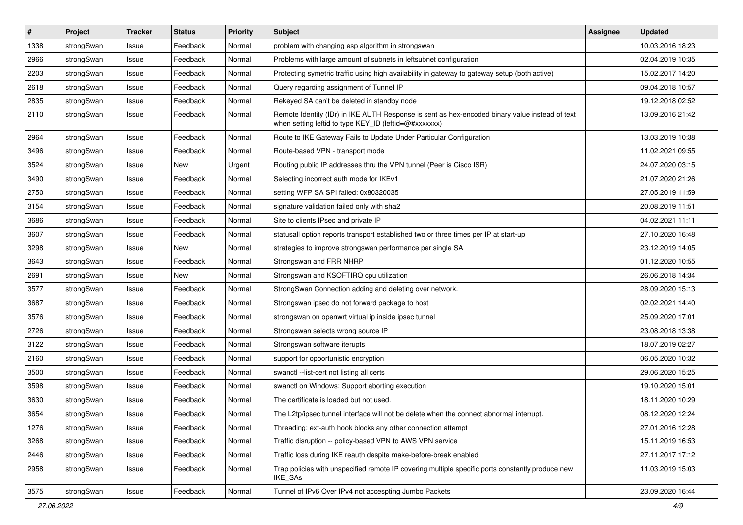| # | Project | Tracker | Status | Priority | Subject | Assignee | Updated |
|---|---|---|---|---|---|---|---|
| 1338 | strongSwan | Issue | Feedback | Normal | problem with changing esp algorithm in strongswan | | 10.03.2016 18:23 |
| 2966 | strongSwan | Issue | Feedback | Normal | Problems with large amount of subnets in leftsubnet configuration | | 02.04.2019 10:35 |
| 2203 | strongSwan | Issue | Feedback | Normal | Protecting symetric traffic using high availability in gateway to gateway setup (both active) | | 15.02.2017 14:20 |
| 2618 | strongSwan | Issue | Feedback | Normal | Query regarding assignment of Tunnel IP | | 09.04.2018 10:57 |
| 2835 | strongSwan | Issue | Feedback | Normal | Rekeyed SA can't be deleted in standby node | | 19.12.2018 02:52 |
| 2110 | strongSwan | Issue | Feedback | Normal | Remote Identity (IDr) in IKE AUTH Response is sent as hex-encoded binary value instead of text when setting leftid to type KEY_ID (leftid=@#xxxxxxx) | | 13.09.2016 21:42 |
| 2964 | strongSwan | Issue | Feedback | Normal | Route to IKE Gateway Fails to Update Under Particular Configuration | | 13.03.2019 10:38 |
| 3496 | strongSwan | Issue | Feedback | Normal | Route-based VPN - transport mode | | 11.02.2021 09:55 |
| 3524 | strongSwan | Issue | New | Urgent | Routing public IP addresses thru the VPN tunnel (Peer is Cisco ISR) | | 24.07.2020 03:15 |
| 3490 | strongSwan | Issue | Feedback | Normal | Selecting incorrect auth mode for IKEv1 | | 21.07.2020 21:26 |
| 2750 | strongSwan | Issue | Feedback | Normal | setting WFP SA SPI failed: 0x80320035 | | 27.05.2019 11:59 |
| 3154 | strongSwan | Issue | Feedback | Normal | signature validation failed only with sha2 | | 20.08.2019 11:51 |
| 3686 | strongSwan | Issue | Feedback | Normal | Site to clients IPsec and private IP | | 04.02.2021 11:11 |
| 3607 | strongSwan | Issue | Feedback | Normal | statusall option reports transport established two or three times per IP at start-up | | 27.10.2020 16:48 |
| 3298 | strongSwan | Issue | New | Normal | strategies to improve strongswan performance per single SA | | 23.12.2019 14:05 |
| 3643 | strongSwan | Issue | Feedback | Normal | Strongswan and FRR NHRP | | 01.12.2020 10:55 |
| 2691 | strongSwan | Issue | New | Normal | Strongswan and KSOFTIRQ cpu utilization | | 26.06.2018 14:34 |
| 3577 | strongSwan | Issue | Feedback | Normal | StrongSwan Connection adding and deleting over network. | | 28.09.2020 15:13 |
| 3687 | strongSwan | Issue | Feedback | Normal | Strongswan ipsec do not forward package to host | | 02.02.2021 14:40 |
| 3576 | strongSwan | Issue | Feedback | Normal | strongswan on openwrt virtual ip inside ipsec tunnel | | 25.09.2020 17:01 |
| 2726 | strongSwan | Issue | Feedback | Normal | Strongswan selects wrong source IP | | 23.08.2018 13:38 |
| 3122 | strongSwan | Issue | Feedback | Normal | Strongswan software iterupts | | 18.07.2019 02:27 |
| 2160 | strongSwan | Issue | Feedback | Normal | support for opportunistic encryption | | 06.05.2020 10:32 |
| 3500 | strongSwan | Issue | Feedback | Normal | swanctl --list-cert not listing all certs | | 29.06.2020 15:25 |
| 3598 | strongSwan | Issue | Feedback | Normal | swanctl on Windows: Support aborting execution | | 19.10.2020 15:01 |
| 3630 | strongSwan | Issue | Feedback | Normal | The certificate is loaded but not used. | | 18.11.2020 10:29 |
| 3654 | strongSwan | Issue | Feedback | Normal | The L2tp/ipsec tunnel interface will not be delete when the connect abnormal interrupt. | | 08.12.2020 12:24 |
| 1276 | strongSwan | Issue | Feedback | Normal | Threading: ext-auth hook blocks any other connection attempt | | 27.01.2016 12:28 |
| 3268 | strongSwan | Issue | Feedback | Normal | Traffic disruption -- policy-based VPN to AWS VPN service | | 15.11.2019 16:53 |
| 2446 | strongSwan | Issue | Feedback | Normal | Traffic loss during IKE reauth despite make-before-break enabled | | 27.11.2017 17:12 |
| 2958 | strongSwan | Issue | Feedback | Normal | Trap policies with unspecified remote IP covering multiple specific ports constantly produce new IKE_SAs | | 11.03.2019 15:03 |
| 3575 | strongSwan | Issue | Feedback | Normal | Tunnel of IPv6 Over IPv4 not accespting Jumbo Packets | | 23.09.2020 16:44 |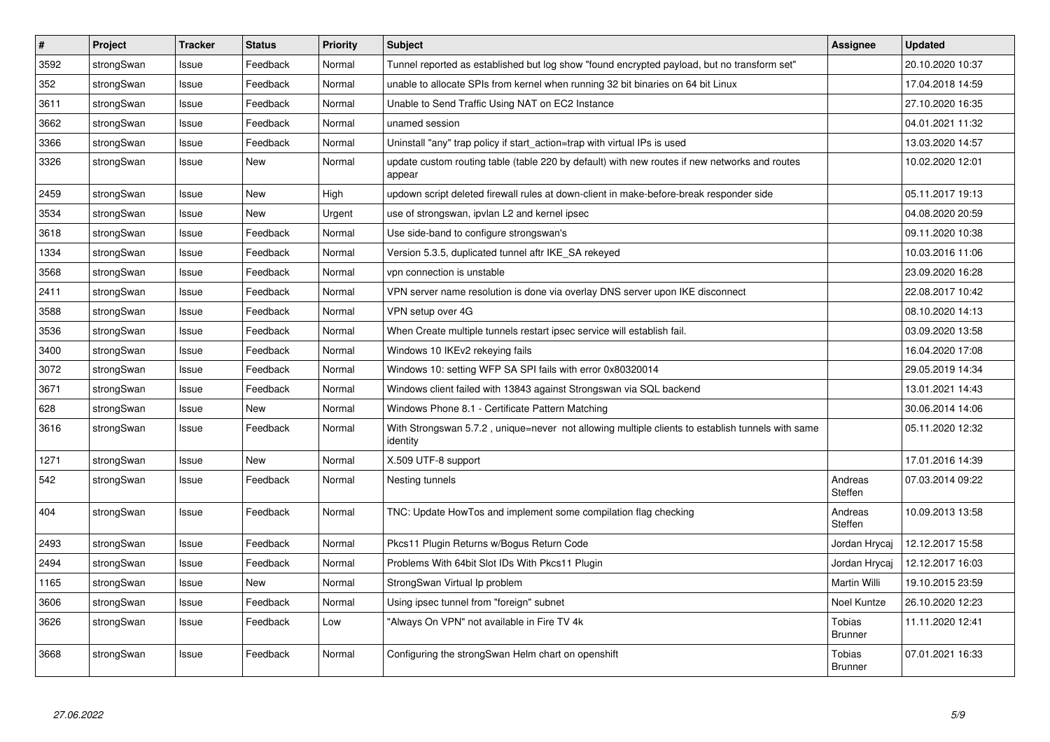| # | Project | Tracker | Status | Priority | Subject | Assignee | Updated |
|---|---|---|---|---|---|---|---|
| 3592 | strongSwan | Issue | Feedback | Normal | Tunnel reported as established but log show "found encrypted payload, but no transform set" | | 20.10.2020 10:37 |
| 352 | strongSwan | Issue | Feedback | Normal | unable to allocate SPIs from kernel when running 32 bit binaries on 64 bit Linux | | 17.04.2018 14:59 |
| 3611 | strongSwan | Issue | Feedback | Normal | Unable to Send Traffic Using NAT on EC2 Instance | | 27.10.2020 16:35 |
| 3662 | strongSwan | Issue | Feedback | Normal | unamed session | | 04.01.2021 11:32 |
| 3366 | strongSwan | Issue | Feedback | Normal | Uninstall "any" trap policy if start_action=trap with virtual IPs is used | | 13.03.2020 14:57 |
| 3326 | strongSwan | Issue | New | Normal | update custom routing table (table 220 by default) with new routes if new networks and routes appear | | 10.02.2020 12:01 |
| 2459 | strongSwan | Issue | New | High | updown script deleted firewall rules at down-client in make-before-break responder side | | 05.11.2017 19:13 |
| 3534 | strongSwan | Issue | New | Urgent | use of strongswan, ipvlan L2 and kernel ipsec | | 04.08.2020 20:59 |
| 3618 | strongSwan | Issue | Feedback | Normal | Use side-band to configure strongswan's | | 09.11.2020 10:38 |
| 1334 | strongSwan | Issue | Feedback | Normal | Version 5.3.5, duplicated tunnel aftr IKE_SA rekeyed | | 10.03.2016 11:06 |
| 3568 | strongSwan | Issue | Feedback | Normal | vpn connection is unstable | | 23.09.2020 16:28 |
| 2411 | strongSwan | Issue | Feedback | Normal | VPN server name resolution is done via overlay DNS server upon IKE disconnect | | 22.08.2017 10:42 |
| 3588 | strongSwan | Issue | Feedback | Normal | VPN setup over 4G | | 08.10.2020 14:13 |
| 3536 | strongSwan | Issue | Feedback | Normal | When Create multiple tunnels restart ipsec service will establish fail. | | 03.09.2020 13:58 |
| 3400 | strongSwan | Issue | Feedback | Normal | Windows 10 IKEv2 rekeying fails | | 16.04.2020 17:08 |
| 3072 | strongSwan | Issue | Feedback | Normal | Windows 10: setting WFP SA SPI fails with error 0x80320014 | | 29.05.2019 14:34 |
| 3671 | strongSwan | Issue | Feedback | Normal | Windows client failed with 13843 against Strongswan via SQL backend | | 13.01.2021 14:43 |
| 628 | strongSwan | Issue | New | Normal | Windows Phone 8.1 - Certificate Pattern Matching | | 30.06.2014 14:06 |
| 3616 | strongSwan | Issue | Feedback | Normal | With Strongswan 5.7.2 , unique=never not allowing multiple clients to establish tunnels with same identity | | 05.11.2020 12:32 |
| 1271 | strongSwan | Issue | New | Normal | X.509 UTF-8 support | | 17.01.2016 14:39 |
| 542 | strongSwan | Issue | Feedback | Normal | Nesting tunnels | Andreas Steffen | 07.03.2014 09:22 |
| 404 | strongSwan | Issue | Feedback | Normal | TNC: Update HowTos and implement some compilation flag checking | Andreas Steffen | 10.09.2013 13:58 |
| 2493 | strongSwan | Issue | Feedback | Normal | Pkcs11 Plugin Returns w/Bogus Return Code | Jordan Hrycaj | 12.12.2017 15:58 |
| 2494 | strongSwan | Issue | Feedback | Normal | Problems With 64bit Slot IDs With Pkcs11 Plugin | Jordan Hrycaj | 12.12.2017 16:03 |
| 1165 | strongSwan | Issue | New | Normal | StrongSwan Virtual Ip problem | Martin Willi | 19.10.2015 23:59 |
| 3606 | strongSwan | Issue | Feedback | Normal | Using ipsec tunnel from "foreign" subnet | Noel Kuntze | 26.10.2020 12:23 |
| 3626 | strongSwan | Issue | Feedback | Low | "Always On VPN" not available in Fire TV 4k | Tobias Brunner | 11.11.2020 12:41 |
| 3668 | strongSwan | Issue | Feedback | Normal | Configuring the strongSwan Helm chart on openshift | Tobias Brunner | 07.01.2021 16:33 |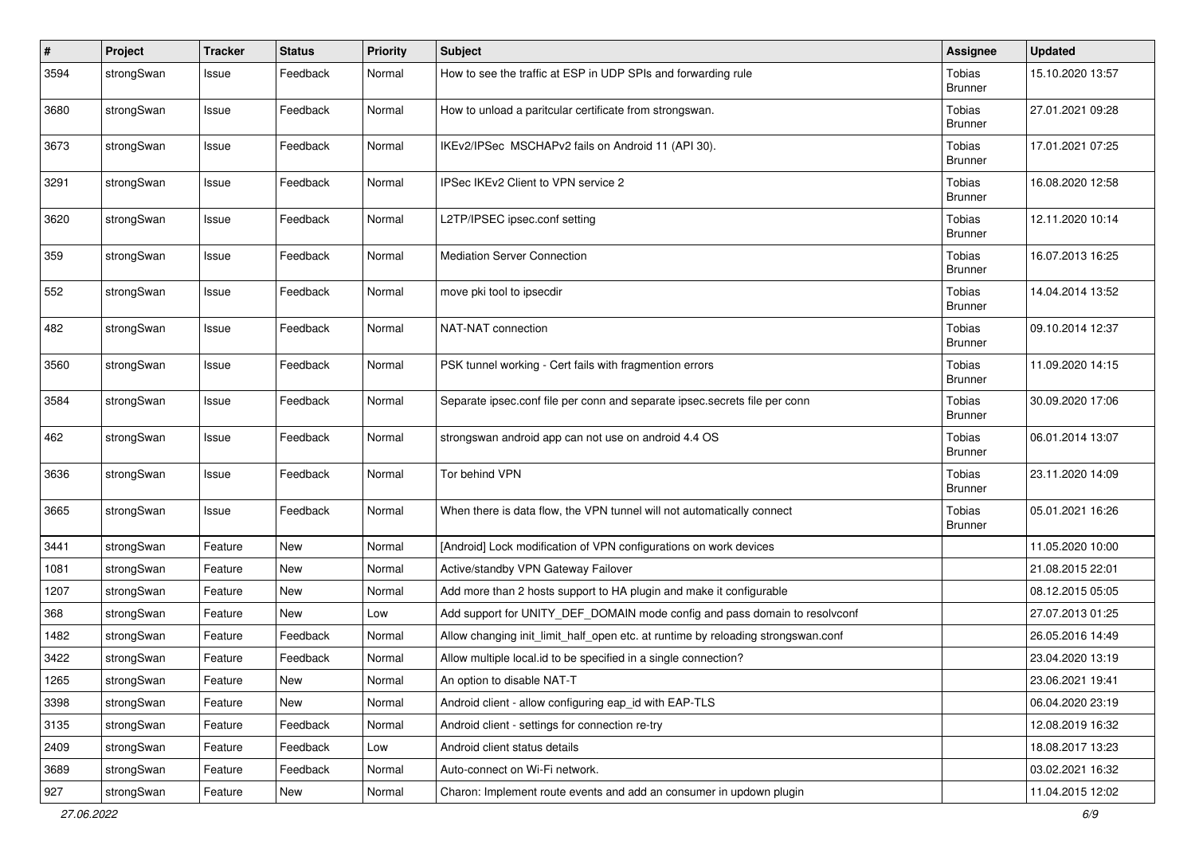| # | Project | Tracker | Status | Priority | Subject | Assignee | Updated |
|---|---|---|---|---|---|---|---|
| 3594 | strongSwan | Issue | Feedback | Normal | How to see the traffic at ESP in UDP SPIs and forwarding rule | Tobias Brunner | 15.10.2020 13:57 |
| 3680 | strongSwan | Issue | Feedback | Normal | How to unload a paritcular certificate from strongswan. | Tobias Brunner | 27.01.2021 09:28 |
| 3673 | strongSwan | Issue | Feedback | Normal | IKEv2/IPSec MSCHAPv2 fails on Android 11 (API 30). | Tobias Brunner | 17.01.2021 07:25 |
| 3291 | strongSwan | Issue | Feedback | Normal | IPSec IKEv2 Client to VPN service 2 | Tobias Brunner | 16.08.2020 12:58 |
| 3620 | strongSwan | Issue | Feedback | Normal | L2TP/IPSEC ipsec.conf setting | Tobias Brunner | 12.11.2020 10:14 |
| 359 | strongSwan | Issue | Feedback | Normal | Mediation Server Connection | Tobias Brunner | 16.07.2013 16:25 |
| 552 | strongSwan | Issue | Feedback | Normal | move pki tool to ipsecdir | Tobias Brunner | 14.04.2014 13:52 |
| 482 | strongSwan | Issue | Feedback | Normal | NAT-NAT connection | Tobias Brunner | 09.10.2014 12:37 |
| 3560 | strongSwan | Issue | Feedback | Normal | PSK tunnel working - Cert fails with fragmention errors | Tobias Brunner | 11.09.2020 14:15 |
| 3584 | strongSwan | Issue | Feedback | Normal | Separate ipsec.conf file per conn and separate ipsec.secrets file per conn | Tobias Brunner | 30.09.2020 17:06 |
| 462 | strongSwan | Issue | Feedback | Normal | strongswan android app can not use on android 4.4 OS | Tobias Brunner | 06.01.2014 13:07 |
| 3636 | strongSwan | Issue | Feedback | Normal | Tor behind VPN | Tobias Brunner | 23.11.2020 14:09 |
| 3665 | strongSwan | Issue | Feedback | Normal | When there is data flow, the VPN tunnel will not automatically connect | Tobias Brunner | 05.01.2021 16:26 |
| 3441 | strongSwan | Feature | New | Normal | [Android] Lock modification of VPN configurations on work devices | | 11.05.2020 10:00 |
| 1081 | strongSwan | Feature | New | Normal | Active/standby VPN Gateway Failover | | 21.08.2015 22:01 |
| 1207 | strongSwan | Feature | New | Normal | Add more than 2 hosts support to HA plugin and make it configurable | | 08.12.2015 05:05 |
| 368 | strongSwan | Feature | New | Low | Add support for UNITY_DEF_DOMAIN mode config and pass domain to resolvconf | | 27.07.2013 01:25 |
| 1482 | strongSwan | Feature | Feedback | Normal | Allow changing init_limit_half_open etc. at runtime by reloading strongswan.conf | | 26.05.2016 14:49 |
| 3422 | strongSwan | Feature | Feedback | Normal | Allow multiple local.id to be specified in a single connection? | | 23.04.2020 13:19 |
| 1265 | strongSwan | Feature | New | Normal | An option to disable NAT-T | | 23.06.2021 19:41 |
| 3398 | strongSwan | Feature | New | Normal | Android client - allow configuring eap_id with EAP-TLS | | 06.04.2020 23:19 |
| 3135 | strongSwan | Feature | Feedback | Normal | Android client - settings for connection re-try | | 12.08.2019 16:32 |
| 2409 | strongSwan | Feature | Feedback | Low | Android client status details | | 18.08.2017 13:23 |
| 3689 | strongSwan | Feature | Feedback | Normal | Auto-connect on Wi-Fi network. | | 03.02.2021 16:32 |
| 927 | strongSwan | Feature | New | Normal | Charon: Implement route events and add an consumer in updown plugin | | 11.04.2015 12:02 |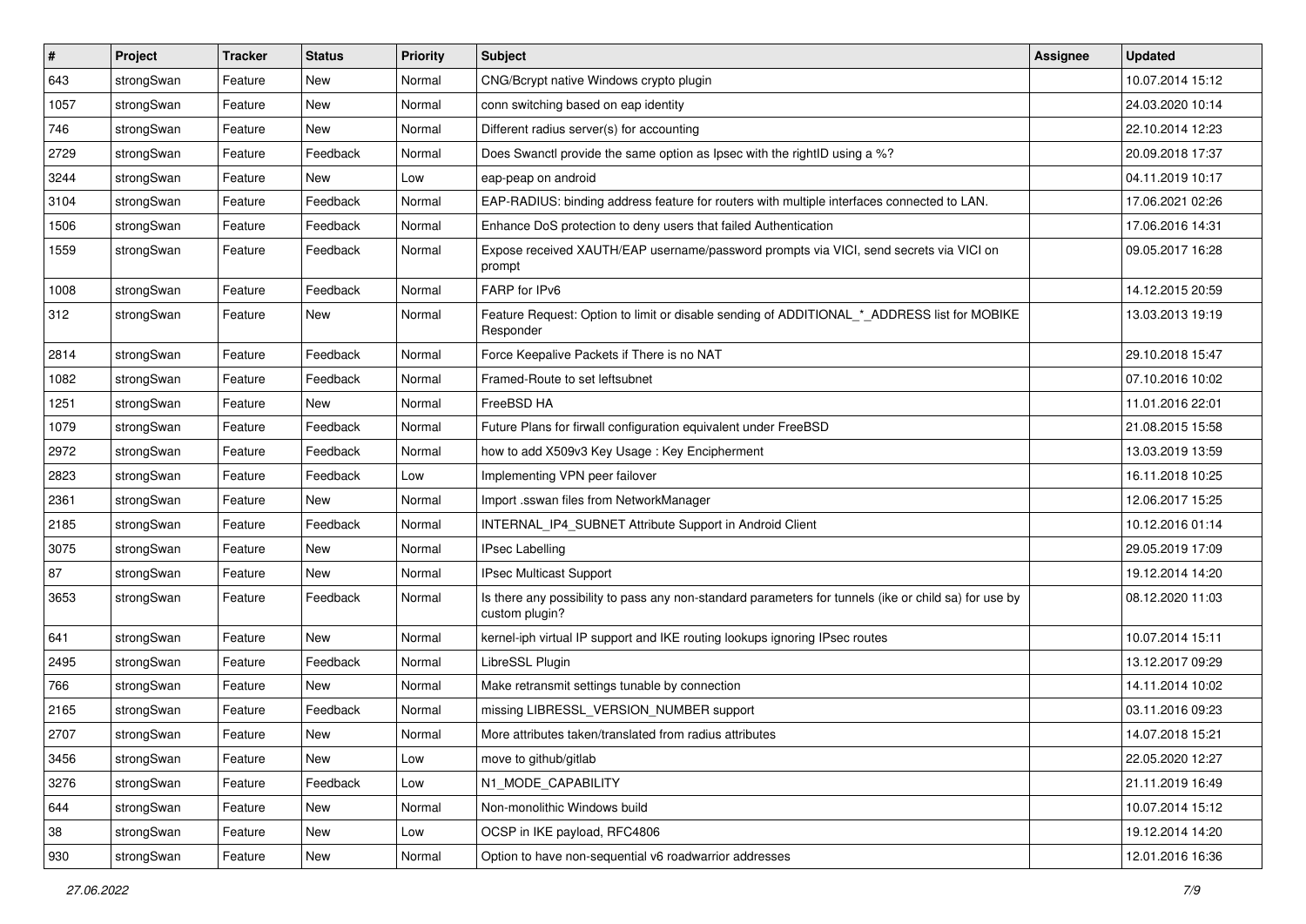| # | Project | Tracker | Status | Priority | Subject | Assignee | Updated |
|---|---|---|---|---|---|---|---|
| 643 | strongSwan | Feature | New | Normal | CNG/Bcrypt native Windows crypto plugin | | 10.07.2014 15:12 |
| 1057 | strongSwan | Feature | New | Normal | conn switching based on eap identity | | 24.03.2020 10:14 |
| 746 | strongSwan | Feature | New | Normal | Different radius server(s) for accounting | | 22.10.2014 12:23 |
| 2729 | strongSwan | Feature | Feedback | Normal | Does Swanctl provide the same option as Ipsec with the rightID using a %? | | 20.09.2018 17:37 |
| 3244 | strongSwan | Feature | New | Low | eap-peap on android | | 04.11.2019 10:17 |
| 3104 | strongSwan | Feature | Feedback | Normal | EAP-RADIUS: binding address feature for routers with multiple interfaces connected to LAN. | | 17.06.2021 02:26 |
| 1506 | strongSwan | Feature | Feedback | Normal | Enhance DoS protection to deny users that failed Authentication | | 17.06.2016 14:31 |
| 1559 | strongSwan | Feature | Feedback | Normal | Expose received XAUTH/EAP username/password prompts via VICI, send secrets via VICI on prompt | | 09.05.2017 16:28 |
| 1008 | strongSwan | Feature | Feedback | Normal | FARP for IPv6 | | 14.12.2015 20:59 |
| 312 | strongSwan | Feature | New | Normal | Feature Request: Option to limit or disable sending of ADDITIONAL_*_ADDRESS list for MOBIKE Responder | | 13.03.2013 19:19 |
| 2814 | strongSwan | Feature | Feedback | Normal | Force Keepalive Packets if There is no NAT | | 29.10.2018 15:47 |
| 1082 | strongSwan | Feature | Feedback | Normal | Framed-Route to set leftsubnet | | 07.10.2016 10:02 |
| 1251 | strongSwan | Feature | New | Normal | FreeBSD HA | | 11.01.2016 22:01 |
| 1079 | strongSwan | Feature | Feedback | Normal | Future Plans for firwall configuration equivalent under FreeBSD | | 21.08.2015 15:58 |
| 2972 | strongSwan | Feature | Feedback | Normal | how to add X509v3 Key Usage : Key Encipherment | | 13.03.2019 13:59 |
| 2823 | strongSwan | Feature | Feedback | Low | Implementing VPN peer failover | | 16.11.2018 10:25 |
| 2361 | strongSwan | Feature | New | Normal | Import .sswan files from NetworkManager | | 12.06.2017 15:25 |
| 2185 | strongSwan | Feature | Feedback | Normal | INTERNAL_IP4_SUBNET Attribute Support in Android Client | | 10.12.2016 01:14 |
| 3075 | strongSwan | Feature | New | Normal | IPsec Labelling | | 29.05.2019 17:09 |
| 87 | strongSwan | Feature | New | Normal | IPsec Multicast Support | | 19.12.2014 14:20 |
| 3653 | strongSwan | Feature | Feedback | Normal | Is there any possibility to pass any non-standard parameters for tunnels (ike or child sa) for use by custom plugin? | | 08.12.2020 11:03 |
| 641 | strongSwan | Feature | New | Normal | kernel-iph virtual IP support and IKE routing lookups ignoring IPsec routes | | 10.07.2014 15:11 |
| 2495 | strongSwan | Feature | Feedback | Normal | LibreSSL Plugin | | 13.12.2017 09:29 |
| 766 | strongSwan | Feature | New | Normal | Make retransmit settings tunable by connection | | 14.11.2014 10:02 |
| 2165 | strongSwan | Feature | Feedback | Normal | missing LIBRESSL_VERSION_NUMBER support | | 03.11.2016 09:23 |
| 2707 | strongSwan | Feature | New | Normal | More attributes taken/translated from radius attributes | | 14.07.2018 15:21 |
| 3456 | strongSwan | Feature | New | Low | move to github/gitlab | | 22.05.2020 12:27 |
| 3276 | strongSwan | Feature | Feedback | Low | N1_MODE_CAPABILITY | | 21.11.2019 16:49 |
| 644 | strongSwan | Feature | New | Normal | Non-monolithic Windows build | | 10.07.2014 15:12 |
| 38 | strongSwan | Feature | New | Low | OCSP in IKE payload, RFC4806 | | 19.12.2014 14:20 |
| 930 | strongSwan | Feature | New | Normal | Option to have non-sequential v6 roadwarrior addresses | | 12.01.2016 16:36 |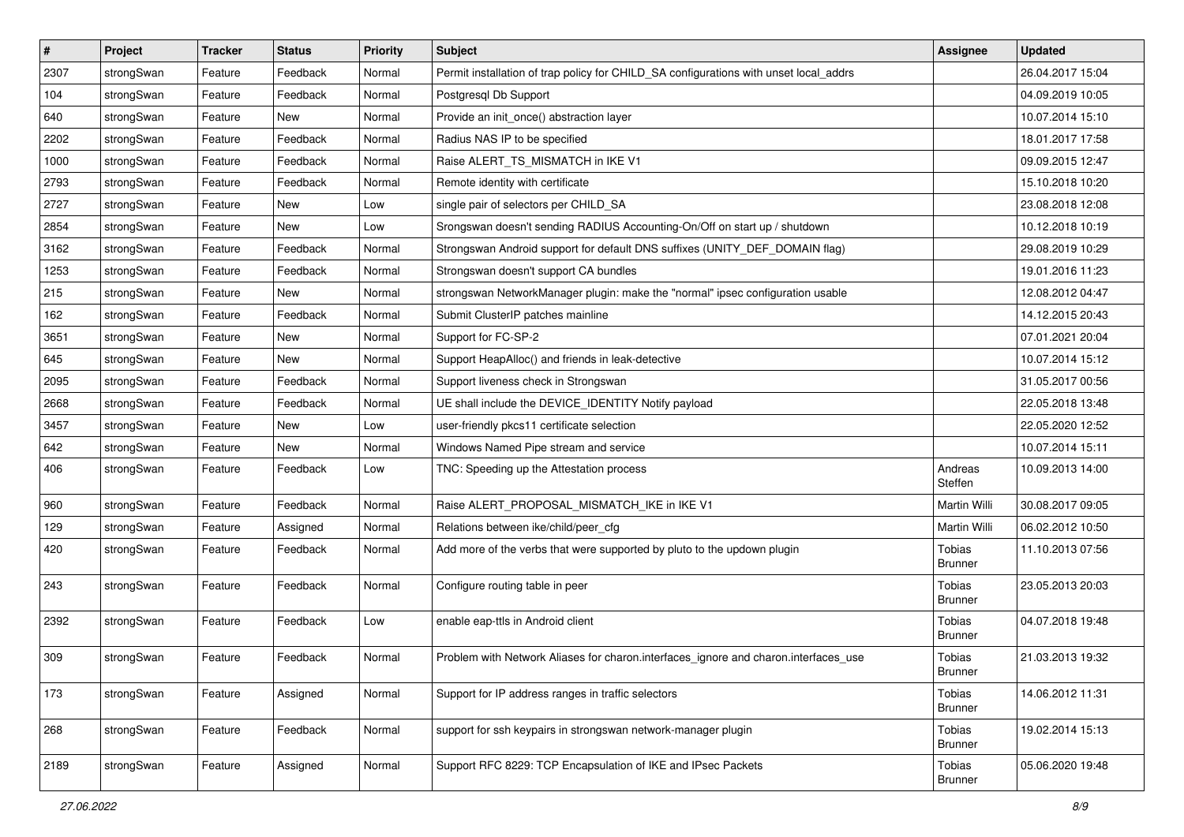| # | Project | Tracker | Status | Priority | Subject | Assignee | Updated |
| --- | --- | --- | --- | --- | --- | --- | --- |
| 2307 | strongSwan | Feature | Feedback | Normal | Permit installation of trap policy for CHILD_SA configurations with unset local_addrs | | 26.04.2017 15:04 |
| 104 | strongSwan | Feature | Feedback | Normal | Postgresql Db Support | | 04.09.2019 10:05 |
| 640 | strongSwan | Feature | New | Normal | Provide an init_once() abstraction layer | | 10.07.2014 15:10 |
| 2202 | strongSwan | Feature | Feedback | Normal | Radius NAS IP to be specified | | 18.01.2017 17:58 |
| 1000 | strongSwan | Feature | Feedback | Normal | Raise ALERT_TS_MISMATCH in IKE V1 | | 09.09.2015 12:47 |
| 2793 | strongSwan | Feature | Feedback | Normal | Remote identity with certificate | | 15.10.2018 10:20 |
| 2727 | strongSwan | Feature | New | Low | single pair of selectors per CHILD_SA | | 23.08.2018 12:08 |
| 2854 | strongSwan | Feature | New | Low | Srongswan doesn't sending RADIUS Accounting-On/Off on start up / shutdown | | 10.12.2018 10:19 |
| 3162 | strongSwan | Feature | Feedback | Normal | Strongswan Android support for default DNS suffixes (UNITY_DEF_DOMAIN flag) | | 29.08.2019 10:29 |
| 1253 | strongSwan | Feature | Feedback | Normal | Strongswan doesn't support CA bundles | | 19.01.2016 11:23 |
| 215 | strongSwan | Feature | New | Normal | strongswan NetworkManager plugin: make the "normal" ipsec configuration usable | | 12.08.2012 04:47 |
| 162 | strongSwan | Feature | Feedback | Normal | Submit ClusterIP patches mainline | | 14.12.2015 20:43 |
| 3651 | strongSwan | Feature | New | Normal | Support for FC-SP-2 | | 07.01.2021 20:04 |
| 645 | strongSwan | Feature | New | Normal | Support HeapAlloc() and friends in leak-detective | | 10.07.2014 15:12 |
| 2095 | strongSwan | Feature | Feedback | Normal | Support liveness check in Strongswan | | 31.05.2017 00:56 |
| 2668 | strongSwan | Feature | Feedback | Normal | UE shall include the DEVICE_IDENTITY Notify payload | | 22.05.2018 13:48 |
| 3457 | strongSwan | Feature | New | Low | user-friendly pkcs11 certificate selection | | 22.05.2020 12:52 |
| 642 | strongSwan | Feature | New | Normal | Windows Named Pipe stream and service | | 10.07.2014 15:11 |
| 406 | strongSwan | Feature | Feedback | Low | TNC: Speeding up the Attestation process | Andreas Steffen | 10.09.2013 14:00 |
| 960 | strongSwan | Feature | Feedback | Normal | Raise ALERT_PROPOSAL_MISMATCH_IKE in IKE V1 | Martin Willi | 30.08.2017 09:05 |
| 129 | strongSwan | Feature | Assigned | Normal | Relations between ike/child/peer_cfg | Martin Willi | 06.02.2012 10:50 |
| 420 | strongSwan | Feature | Feedback | Normal | Add more of the verbs that were supported by pluto to the updown plugin | Tobias Brunner | 11.10.2013 07:56 |
| 243 | strongSwan | Feature | Feedback | Normal | Configure routing table in peer | Tobias Brunner | 23.05.2013 20:03 |
| 2392 | strongSwan | Feature | Feedback | Low | enable eap-ttls in Android client | Tobias Brunner | 04.07.2018 19:48 |
| 309 | strongSwan | Feature | Feedback | Normal | Problem with Network Aliases for charon.interfaces_ignore and charon.interfaces_use | Tobias Brunner | 21.03.2013 19:32 |
| 173 | strongSwan | Feature | Assigned | Normal | Support for IP address ranges in traffic selectors | Tobias Brunner | 14.06.2012 11:31 |
| 268 | strongSwan | Feature | Feedback | Normal | support for ssh keypairs in strongswan network-manager plugin | Tobias Brunner | 19.02.2014 15:13 |
| 2189 | strongSwan | Feature | Assigned | Normal | Support RFC 8229: TCP Encapsulation of IKE and IPsec Packets | Tobias Brunner | 05.06.2020 19:48 |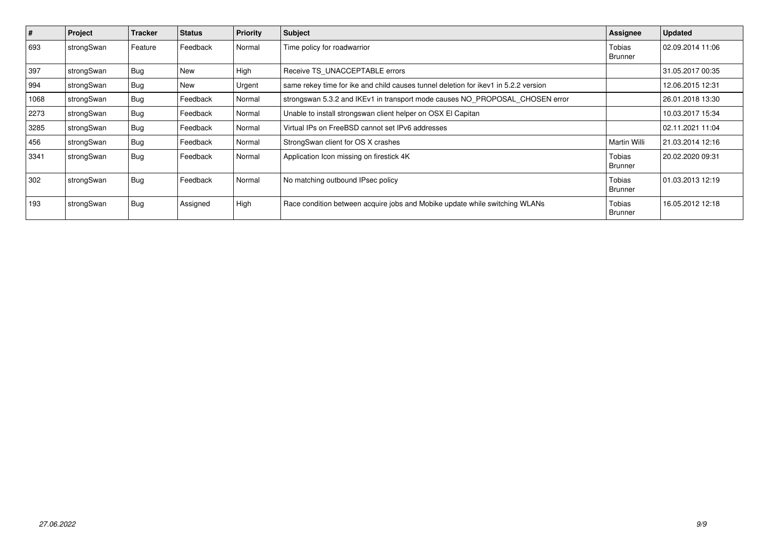| # | Project | Tracker | Status | Priority | Subject | Assignee | Updated |
|---|---|---|---|---|---|---|---|
| 693 | strongSwan | Feature | Feedback | Normal | Time policy for roadwarrior | Tobias Brunner | 02.09.2014 11:06 |
| 397 | strongSwan | Bug | New | High | Receive TS_UNACCEPTABLE errors | | 31.05.2017 00:35 |
| 994 | strongSwan | Bug | New | Urgent | same rekey time for ike and child causes tunnel deletion for ikev1 in 5.2.2 version | | 12.06.2015 12:31 |
| 1068 | strongSwan | Bug | Feedback | Normal | strongswan 5.3.2 and IKEv1 in transport mode causes NO_PROPOSAL_CHOSEN error | | 26.01.2018 13:30 |
| 2273 | strongSwan | Bug | Feedback | Normal | Unable to install strongswan client helper on OSX El Capitan | | 10.03.2017 15:34 |
| 3285 | strongSwan | Bug | Feedback | Normal | Virtual IPs on FreeBSD cannot set IPv6 addresses | | 02.11.2021 11:04 |
| 456 | strongSwan | Bug | Feedback | Normal | StrongSwan client for OS X crashes | Martin Willi | 21.03.2014 12:16 |
| 3341 | strongSwan | Bug | Feedback | Normal | Application Icon missing on firestick 4K | Tobias Brunner | 20.02.2020 09:31 |
| 302 | strongSwan | Bug | Feedback | Normal | No matching outbound IPsec policy | Tobias Brunner | 01.03.2013 12:19 |
| 193 | strongSwan | Bug | Assigned | High | Race condition between acquire jobs and Mobike update while switching WLANs | Tobias Brunner | 16.05.2012 12:18 |